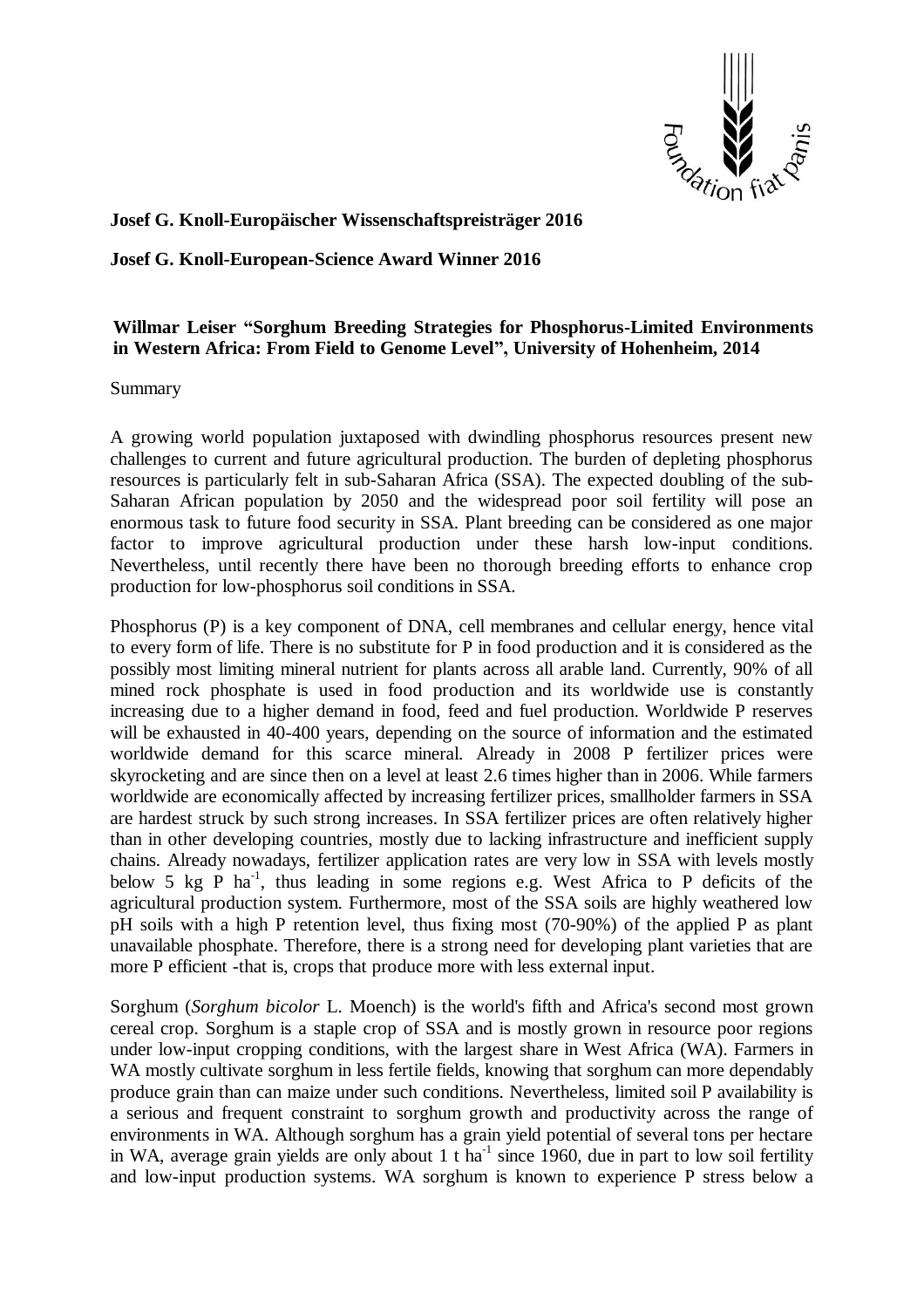**Josef G. Knoll-Europäischer Wissenschaftspreisträger 2016**

**Josef G. Knoll-European-Science Award Winner 2016**

**Willmar Leiser "Sorghum Breeding Strategies for Phosphorus-Limited Environments in Western Africa: From Field to Genome Level", University of Hohenheim, 2014**

Summary

A growing world population juxtaposed with dwindling phosphorus resources present new challenges to current and future agricultural production. The burden of depleting phosphorus resources is particularly felt in sub-Saharan Africa (SSA). The expected doubling of the sub-Saharan African population by 2050 and the widespread poor soil fertility will pose an enormous task to future food security in SSA. Plant breeding can be considered as one major factor to improve agricultural production under these harsh low-input conditions. Nevertheless, until recently there have been no thorough breeding efforts to enhance crop production for low-phosphorus soil conditions in SSA.

Phosphorus (P) is a key component of DNA, cell membranes and cellular energy, hence vital to every form of life. There is no substitute for P in food production and it is considered as the possibly most limiting mineral nutrient for plants across all arable land. Currently, 90% of all mined rock phosphate is used in food production and its worldwide use is constantly increasing due to a higher demand in food, feed and fuel production. Worldwide P reserves will be exhausted in 40-400 years, depending on the source of information and the estimated worldwide demand for this scarce mineral. Already in 2008 P fertilizer prices were skyrocketing and are since then on a level at least 2.6 times higher than in 2006. While farmers worldwide are economically affected by increasing fertilizer prices, smallholder farmers in SSA are hardest struck by such strong increases. In SSA fertilizer prices are often relatively higher than in other developing countries, mostly due to lacking infrastructure and inefficient supply chains. Already nowadays, fertilizer application rates are very low in SSA with levels mostly below 5 kg P $ha^{-1}$, thus leading in some regions e.g. West Africa to P deficits of the agricultural production system. Furthermore, most of the SSA soils are highly weathered low pH soils with a high P retention level, thus fixing most (70-90%) of the applied P as plant unavailable phosphate. Therefore, there is a strong need for developing plant varieties that are more P efficient -that is, crops that produce more with less external input.

Sorghum (*Sorghum bicolor* L. Moench) is the world's fifth and Africa's second most grown cereal crop. Sorghum is a staple crop of SSA and is mostly grown in resource poor regions under low-input cropping conditions, with the largest share in West Africa (WA). Farmers in WA mostly cultivate sorghum in less fertile fields, knowing that sorghum can more dependably produce grain than can maize under such conditions. Nevertheless, limited soil P availability is a serious and frequent constraint to sorghum growth and productivity across the range of environments in WA. Although sorghum has a grain yield potential of several tons per hectare in WA, average grain yields are only about 1 t $ha^{-1}$ since 1960, due in part to low soil fertility and low-input production systems. WA sorghum is known to experience P stress below a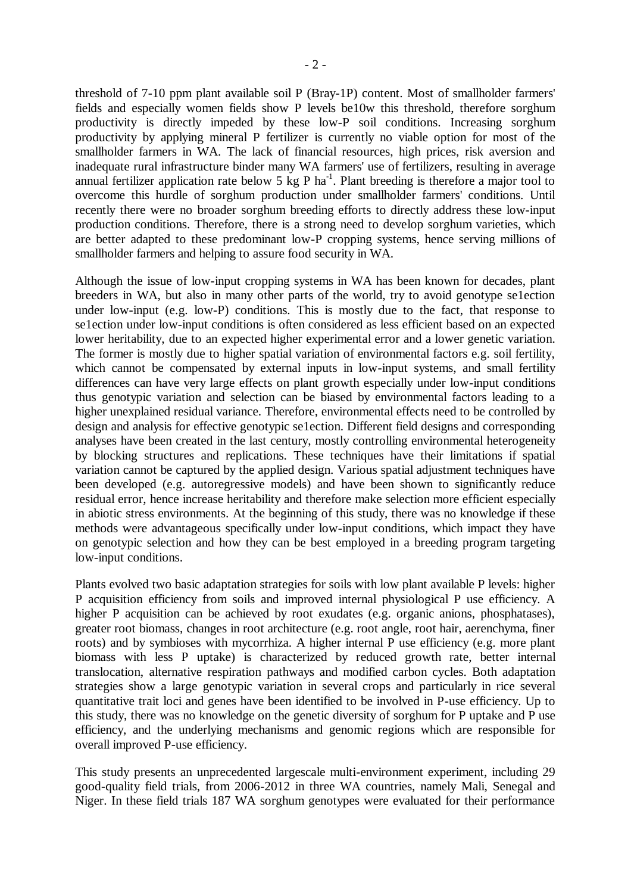threshold of 7-10 ppm plant available soil P (Bray-1P) content. Most of smallholder farmers' fields and especially women fields show P levels be10w this threshold, therefore sorghum productivity is directly impeded by these low-P soil conditions. Increasing sorghum productivity by applying mineral P fertilizer is currently no viable option for most of the smallholder farmers in WA. The lack of financial resources, high prices, risk aversion and inadequate rural infrastructure binder many WA farmers' use of fertilizers, resulting in average annual fertilizer application rate below 5 kg P $ha^{-1}$. Plant breeding is therefore a major tool to overcome this hurdle of sorghum production under smallholder farmers' conditions. Until recently there were no broader sorghum breeding efforts to directly address these low-input production conditions. Therefore, there is a strong need to develop sorghum varieties, which are better adapted to these predominant low-P cropping systems, hence serving millions of smallholder farmers and helping to assure food security in WA.

Although the issue of low-input cropping systems in WA has been known for decades, plant breeders in WA, but also in many other parts of the world, try to avoid genotype se1ection under low-input (e.g. low-P) conditions. This is mostly due to the fact, that response to se1ection under low-input conditions is often considered as less efficient based on an expected lower heritability, due to an expected higher experimental error and a lower genetic variation. The former is mostly due to higher spatial variation of environmental factors e.g. soil fertility, which cannot be compensated by external inputs in low-input systems, and small fertility differences can have very large effects on plant growth especially under low-input conditions thus genotypic variation and selection can be biased by environmental factors leading to a higher unexplained residual variance. Therefore, environmental effects need to be controlled by design and analysis for effective genotypic se1ection. Different field designs and corresponding analyses have been created in the last century, mostly controlling environmental heterogeneity by blocking structures and replications. These techniques have their limitations if spatial variation cannot be captured by the applied design. Various spatial adjustment techniques have been developed (e.g. autoregressive models) and have been shown to significantly reduce residual error, hence increase heritability and therefore make selection more efficient especially in abiotic stress environments. At the beginning of this study, there was no knowledge if these methods were advantageous specifically under low-input conditions, which impact they have on genotypic selection and how they can be best employed in a breeding program targeting low-input conditions.

Plants evolved two basic adaptation strategies for soils with low plant available P levels: higher P acquisition efficiency from soils and improved internal physiological P use efficiency. A higher P acquisition can be achieved by root exudates (e.g. organic anions, phosphatases), greater root biomass, changes in root architecture (e.g. root angle, root hair, aerenchyma, finer roots) and by symbioses with mycorrhiza. A higher internal P use efficiency (e.g. more plant biomass with less P uptake) is characterized by reduced growth rate, better internal translocation, alternative respiration pathways and modified carbon cycles. Both adaptation strategies show a large genotypic variation in several crops and particularly in rice several quantitative trait loci and genes have been identified to be involved in P-use efficiency. Up to this study, there was no knowledge on the genetic diversity of sorghum for P uptake and P use efficiency, and the underlying mechanisms and genomic regions which are responsible for overall improved P-use efficiency.

This study presents an unprecedented largescale multi-environment experiment, including 29 good-quality field trials, from 2006-2012 in three WA countries, namely Mali, Senegal and Niger. In these field trials 187 WA sorghum genotypes were evaluated for their performance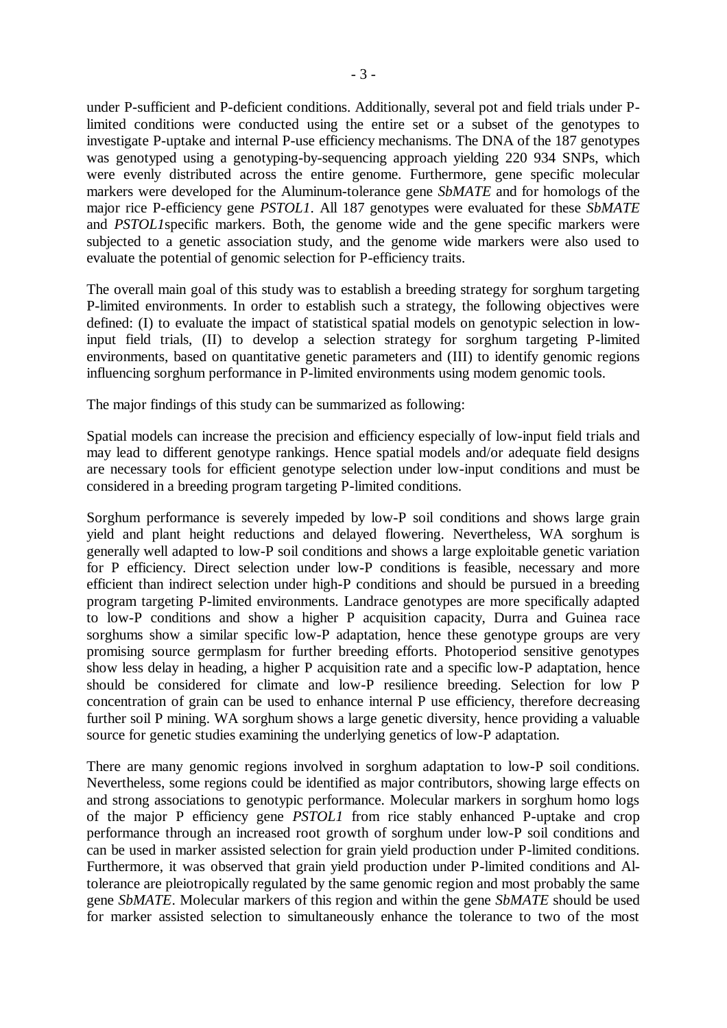under P-sufficient and P-deficient conditions. Additionally, several pot and field trials under P-limited conditions were conducted using the entire set or a subset of the genotypes to investigate P-uptake and internal P-use efficiency mechanisms. The DNA of the 187 genotypes was genotyped using a genotyping-by-sequencing approach yielding 220 934 SNPs, which were evenly distributed across the entire genome. Furthermore, gene specific molecular markers were developed for the Aluminum-tolerance gene *SbMATE* and for homologs of the major rice P-efficiency gene *PSTOL1*. All 187 genotypes were evaluated for these *SbMATE* and *PSTOL1*specific markers. Both, the genome wide and the gene specific markers were subjected to a genetic association study, and the genome wide markers were also used to evaluate the potential of genomic selection for P-efficiency traits.

The overall main goal of this study was to establish a breeding strategy for sorghum targeting P-limited environments. In order to establish such a strategy, the following objectives were defined: (I) to evaluate the impact of statistical spatial models on genotypic selection in low-input field trials, (II) to develop a selection strategy for sorghum targeting P-limited environments, based on quantitative genetic parameters and (III) to identify genomic regions influencing sorghum performance in P-limited environments using modem genomic tools.

The major findings of this study can be summarized as following:

Spatial models can increase the precision and efficiency especially of low-input field trials and may lead to different genotype rankings. Hence spatial models and/or adequate field designs are necessary tools for efficient genotype selection under low-input conditions and must be considered in a breeding program targeting P-limited conditions.

Sorghum performance is severely impeded by low-P soil conditions and shows large grain yield and plant height reductions and delayed flowering. Nevertheless, WA sorghum is generally well adapted to low-P soil conditions and shows a large exploitable genetic variation for P efficiency. Direct selection under low-P conditions is feasible, necessary and more efficient than indirect selection under high-P conditions and should be pursued in a breeding program targeting P-limited environments. Landrace genotypes are more specifically adapted to low-P conditions and show a higher P acquisition capacity, Durra and Guinea race sorghums show a similar specific low-P adaptation, hence these genotype groups are very promising source germplasm for further breeding efforts. Photoperiod sensitive genotypes show less delay in heading, a higher P acquisition rate and a specific low-P adaptation, hence should be considered for climate and low-P resilience breeding. Selection for low P concentration of grain can be used to enhance internal P use efficiency, therefore decreasing further soil P mining. WA sorghum shows a large genetic diversity, hence providing a valuable source for genetic studies examining the underlying genetics of low-P adaptation.

There are many genomic regions involved in sorghum adaptation to low-P soil conditions. Nevertheless, some regions could be identified as major contributors, showing large effects on and strong associations to genotypic performance. Molecular markers in sorghum homo logs of the major P efficiency gene *PSTOL1* from rice stably enhanced P-uptake and crop performance through an increased root growth of sorghum under low-P soil conditions and can be used in marker assisted selection for grain yield production under P-limited conditions. Furthermore, it was observed that grain yield production under P-limited conditions and Al-tolerance are pleiotropically regulated by the same genomic region and most probably the same gene *SbMATE*. Molecular markers of this region and within the gene *SbMATE* should be used for marker assisted selection to simultaneously enhance the tolerance to two of the most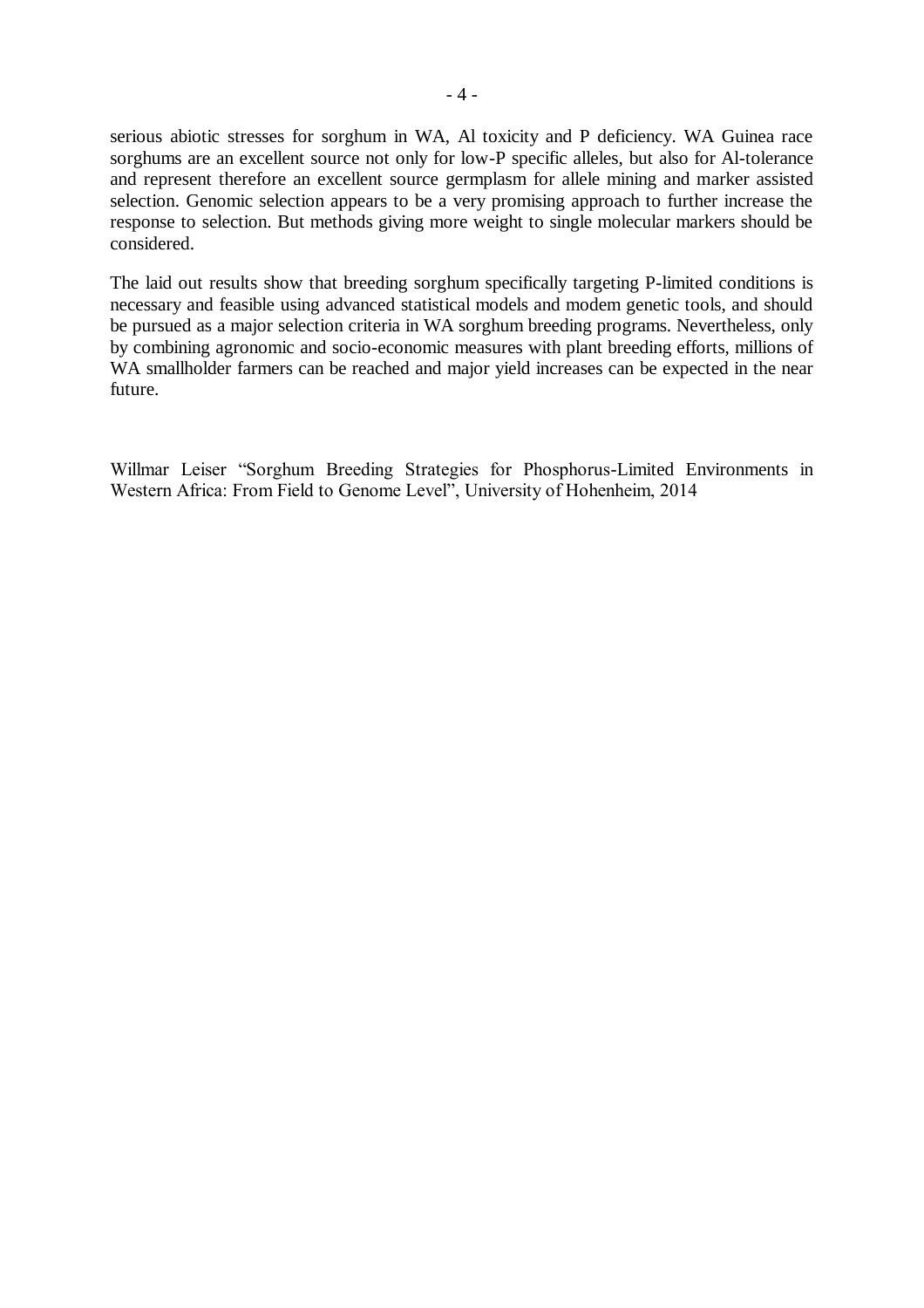serious abiotic stresses for sorghum in WA, Al toxicity and P deficiency. WA Guinea race sorghums are an excellent source not only for low-P specific alleles, but also for Al-tolerance and represent therefore an excellent source germplasm for allele mining and marker assisted selection. Genomic selection appears to be a very promising approach to further increase the response to selection. But methods giving more weight to single molecular markers should be considered.

The laid out results show that breeding sorghum specifically targeting P-limited conditions is necessary and feasible using advanced statistical models and modem genetic tools, and should be pursued as a major selection criteria in WA sorghum breeding programs. Nevertheless, only by combining agronomic and socio-economic measures with plant breeding efforts, millions of WA smallholder farmers can be reached and major yield increases can be expected in the near future.

Willmar Leiser "Sorghum Breeding Strategies for Phosphorus-Limited Environments in Western Africa: From Field to Genome Level", University of Hohenheim, 2014